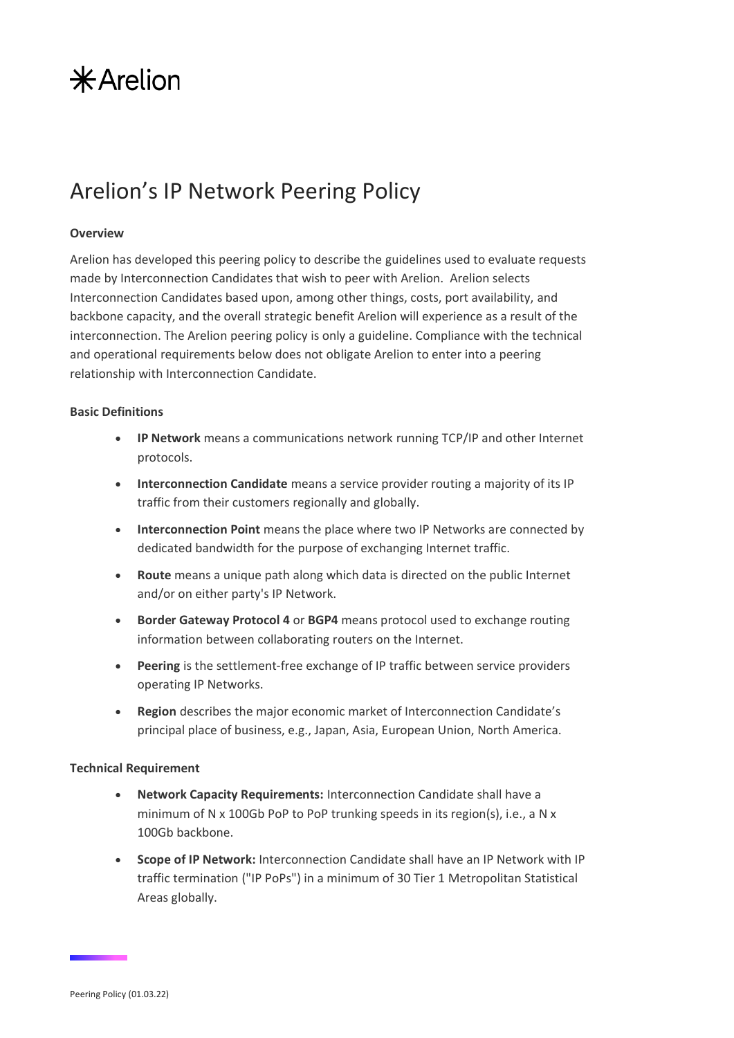# Arelion's IP Network Peering Policy

**Overview**

Arelion has developed this peering policy to describe the guidelines used to evaluate requests made by Interconnection Candidates that wish to peer with Arelion. Arelion selects Interconnection Candidates based upon, among other things, costs, port availability, and backbone capacity, and the overall strategic benefit Arelion will experience as a result of the interconnection. The Arelion peering policy is only a guideline. Compliance with the technical and operational requirements below does not obligate Arelion to enter into a peering relationship with Interconnection Candidate.

**Basic Definitions**

- **IP Network** means a communications network running TCP/IP and other Internet protocols.
- **Interconnection Candidate** means a service provider routing a majority of its IP traffic from their customers regionally and globally.
- **Interconnection Point** means the place where two IP Networks are connected by dedicated bandwidth for the purpose of exchanging Internet traffic.
- **Route** means a unique path along which data is directed on the public Internet and/or on either party's IP Network.
- **Border Gateway Protocol 4** or **BGP4** means protocol used to exchange routing information between collaborating routers on the Internet.
- **Peering** is the settlement-free exchange of IP traffic between service providers operating IP Networks.
- **Region** describes the major economic market of Interconnection Candidate's principal place of business, e.g., Japan, Asia, European Union, North America.

**Technical Requirement**

- **Network Capacity Requirements:** Interconnection Candidate shall have a minimum of N x 100Gb PoP to PoP trunking speeds in its region(s), i.e., a N x 100Gb backbone.
- **Scope of IP Network:** Interconnection Candidate shall have an IP Network with IP traffic termination ("IP PoPs") in a minimum of 30 Tier 1 Metropolitan Statistical Areas globally.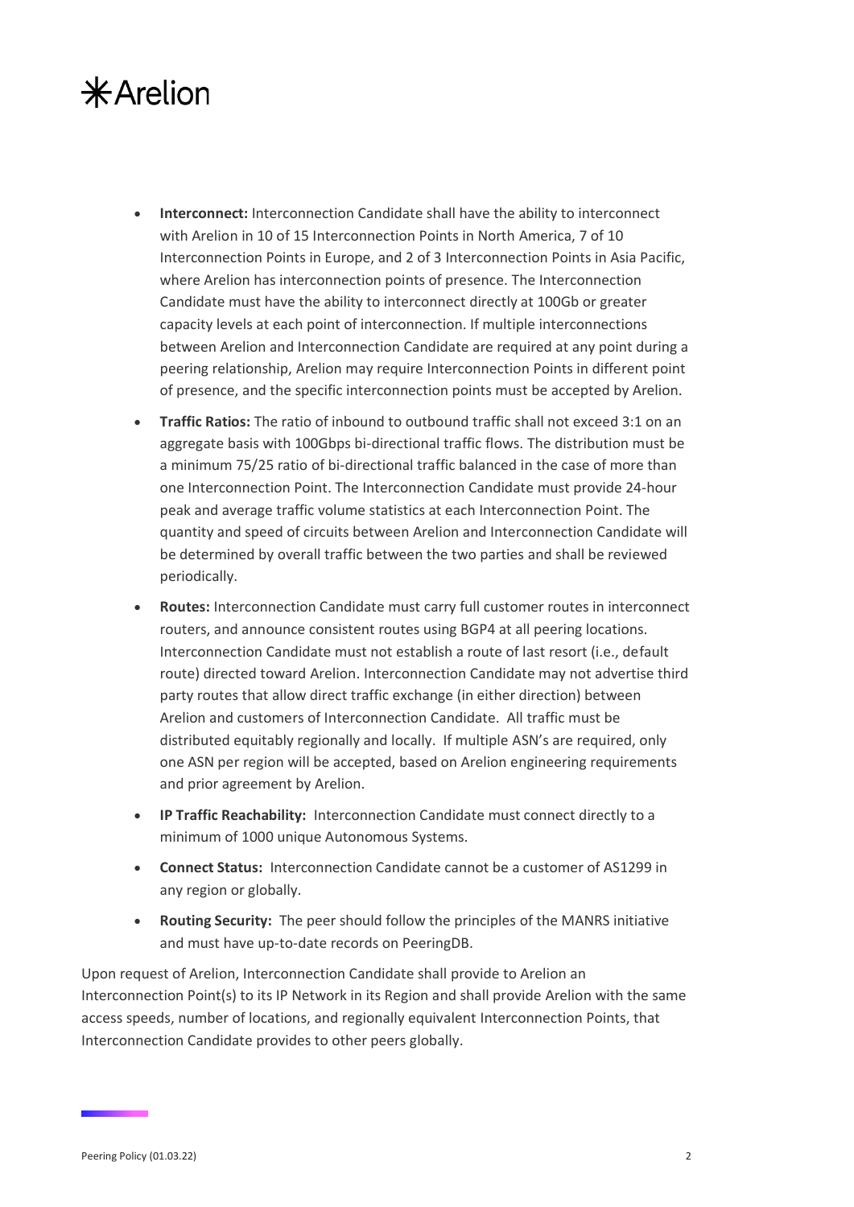- **Interconnect:** Interconnection Candidate shall have the ability to interconnect with Arelion in 10 of 15 Interconnection Points in North America, 7 of 10 Interconnection Points in Europe, and 2 of 3 Interconnection Points in Asia Pacific, where Arelion has interconnection points of presence. The Interconnection Candidate must have the ability to interconnect directly at 100Gb or greater capacity levels at each point of interconnection. If multiple interconnections between Arelion and Interconnection Candidate are required at any point during a peering relationship, Arelion may require Interconnection Points in different point of presence, and the specific interconnection points must be accepted by Arelion.
- **Traffic Ratios:** The ratio of inbound to outbound traffic shall not exceed 3:1 on an aggregate basis with 100Gbps bi-directional traffic flows. The distribution must be a minimum 75/25 ratio of bi-directional traffic balanced in the case of more than one Interconnection Point. The Interconnection Candidate must provide 24-hour peak and average traffic volume statistics at each Interconnection Point. The quantity and speed of circuits between Arelion and Interconnection Candidate will be determined by overall traffic between the two parties and shall be reviewed periodically.
- **Routes:** Interconnection Candidate must carry full customer routes in interconnect routers, and announce consistent routes using BGP4 at all peering locations. Interconnection Candidate must not establish a route of last resort (i.e., default route) directed toward Arelion. Interconnection Candidate may not advertise third party routes that allow direct traffic exchange (in either direction) between Arelion and customers of Interconnection Candidate. All traffic must be distributed equitably regionally and locally. If multiple ASN's are required, only one ASN per region will be accepted, based on Arelion engineering requirements and prior agreement by Arelion.
- **IP Traffic Reachability:** Interconnection Candidate must connect directly to a minimum of 1000 unique Autonomous Systems.
- **Connect Status:** Interconnection Candidate cannot be a customer of AS1299 in any region or globally.
- **Routing Security:** The peer should follow the principles of the MANRS initiative and must have up-to-date records on PeeringDB.

Upon request of Arelion, Interconnection Candidate shall provide to Arelion an Interconnection Point(s) to its IP Network in its Region and shall provide Arelion with the same access speeds, number of locations, and regionally equivalent Interconnection Points, that Interconnection Candidate provides to other peers globally.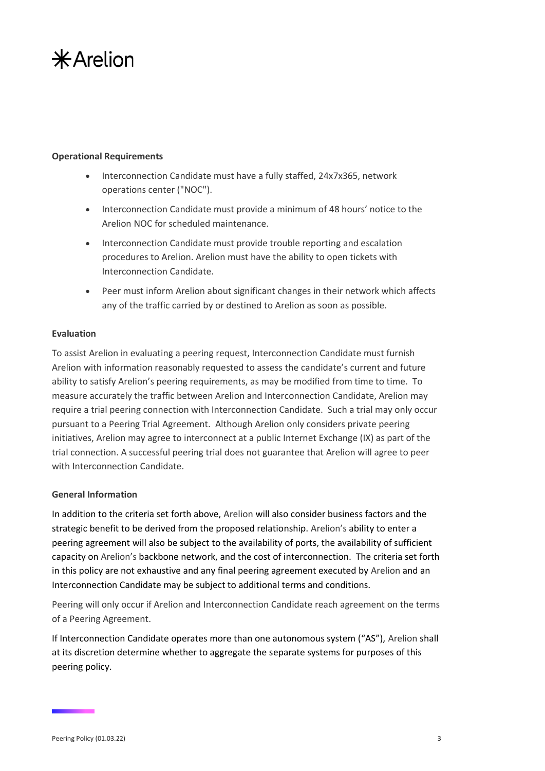**Operational Requirements**

- Interconnection Candidate must have a fully staffed, 24x7x365, network operations center ("NOC").
- Interconnection Candidate must provide a minimum of 48 hours' notice to the Arelion NOC for scheduled maintenance.
- Interconnection Candidate must provide trouble reporting and escalation procedures to Arelion. Arelion must have the ability to open tickets with Interconnection Candidate.
- Peer must inform Arelion about significant changes in their network which affects any of the traffic carried by or destined to Arelion as soon as possible.

**Evaluation**

To assist Arelion in evaluating a peering request, Interconnection Candidate must furnish Arelion with information reasonably requested to assess the candidate's current and future ability to satisfy Arelion's peering requirements, as may be modified from time to time. To measure accurately the traffic between Arelion and Interconnection Candidate, Arelion may require a trial peering connection with Interconnection Candidate. Such a trial may only occur pursuant to a Peering Trial Agreement. Although Arelion only considers private peering initiatives, Arelion may agree to interconnect at a public Internet Exchange (IX) as part of the trial connection. A successful peering trial does not guarantee that Arelion will agree to peer with Interconnection Candidate.

**General Information**

In addition to the criteria set forth above, Arelion will also consider business factors and the strategic benefit to be derived from the proposed relationship. Arelion's ability to enter a peering agreement will also be subject to the availability of ports, the availability of sufficient capacity on Arelion's backbone network, and the cost of interconnection. The criteria set forth in this policy are not exhaustive and any final peering agreement executed by Arelion and an Interconnection Candidate may be subject to additional terms and conditions.

Peering will only occur if Arelion and Interconnection Candidate reach agreement on the terms of a Peering Agreement.

If Interconnection Candidate operates more than one autonomous system ("AS"), Arelion shall at its discretion determine whether to aggregate the separate systems for purposes of this peering policy.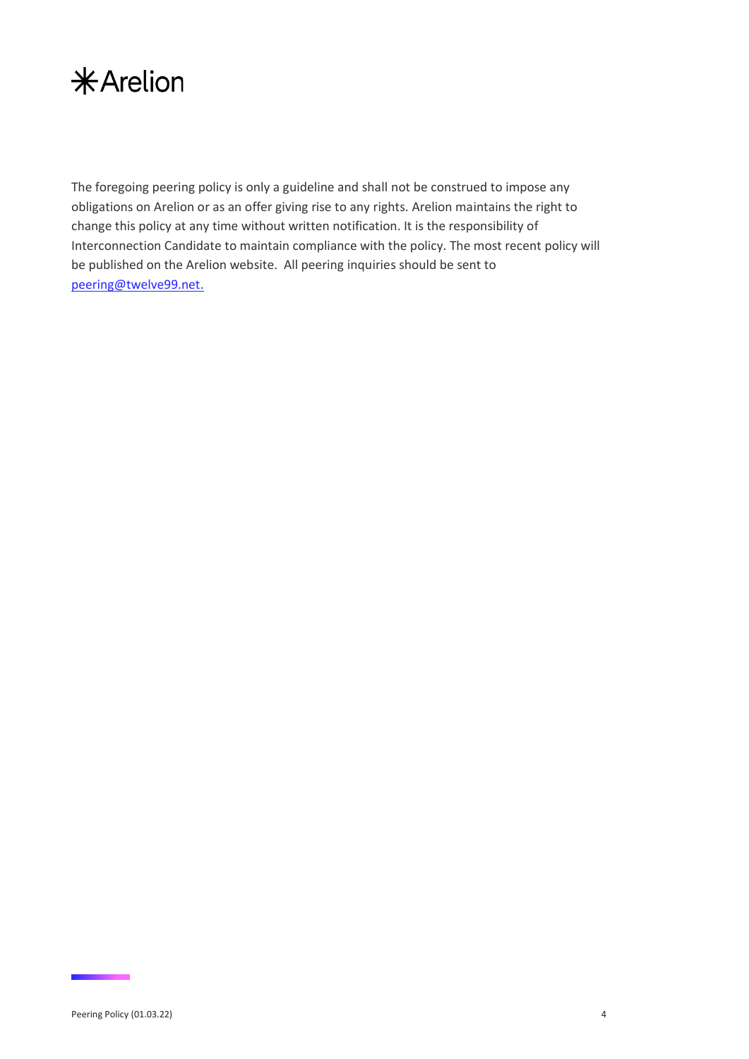The foregoing peering policy is only a guideline and shall not be construed to impose any obligations on Arelion or as an offer giving rise to any rights. Arelion maintains the right to change this policy at any time without written notification. It is the responsibility of Interconnection Candidate to maintain compliance with the policy. The most recent policy will be published on the Arelion website. All peering inquiries should be sent to peering@twelve99.net.